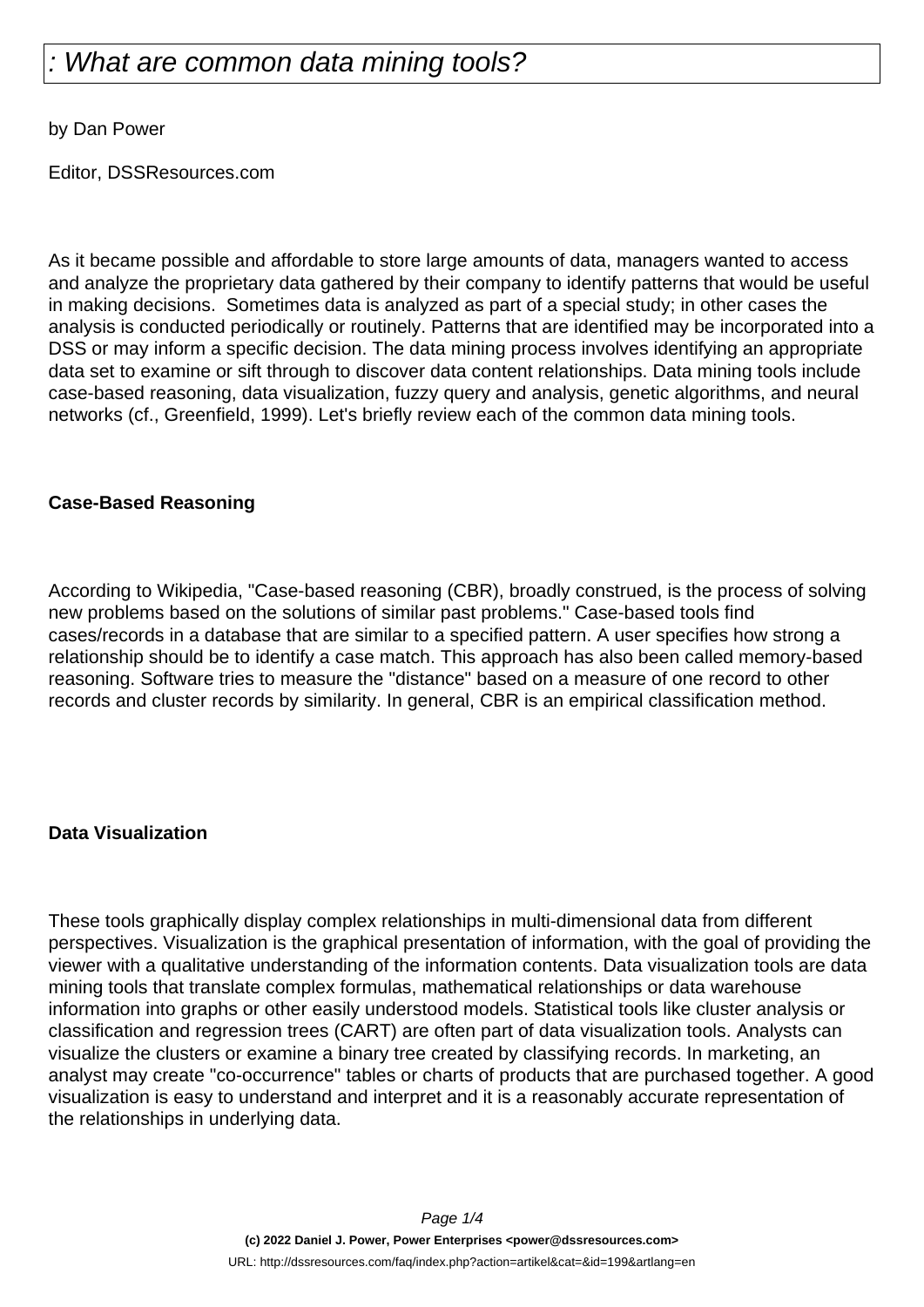# : What are common data mining tools?

by Dan Power

Editor, DSSResources.com

As it became possible and affordable to store large amounts of data, managers wanted to access and analyze the proprietary data gathered by their company to identify patterns that would be useful in making decisions. Sometimes data is analyzed as part of a special study; in other cases the analysis is conducted periodically or routinely. Patterns that are identified may be incorporated into a DSS or may inform a specific decision. The data mining process involves identifying an appropriate data set to examine or sift through to discover data content relationships. Data mining tools include case-based reasoning, data visualization, fuzzy query and analysis, genetic algorithms, and neural networks (cf., Greenfield, 1999). Let's briefly review each of the common data mining tools.

**Case-Based Reasoning**

According to Wikipedia, "Case-based reasoning (CBR), broadly construed, is the process of solving new problems based on the solutions of similar past problems." Case-based tools find cases/records in a database that are similar to a specified pattern. A user specifies how strong a relationship should be to identify a case match. This approach has also been called memory-based reasoning. Software tries to measure the "distance" based on a measure of one record to other records and cluster records by similarity. In general, CBR is an empirical classification method.

**Data Visualization**

These tools graphically display complex relationships in multi-dimensional data from different perspectives. Visualization is the graphical presentation of information, with the goal of providing the viewer with a qualitative understanding of the information contents. Data visualization tools are data mining tools that translate complex formulas, mathematical relationships or data warehouse information into graphs or other easily understood models. Statistical tools like cluster analysis or classification and regression trees (CART) are often part of data visualization tools. Analysts can visualize the clusters or examine a binary tree created by classifying records. In marketing, an analyst may create "co-occurrence" tables or charts of products that are purchased together. A good visualization is easy to understand and interpret and it is a reasonably accurate representation of the relationships in underlying data.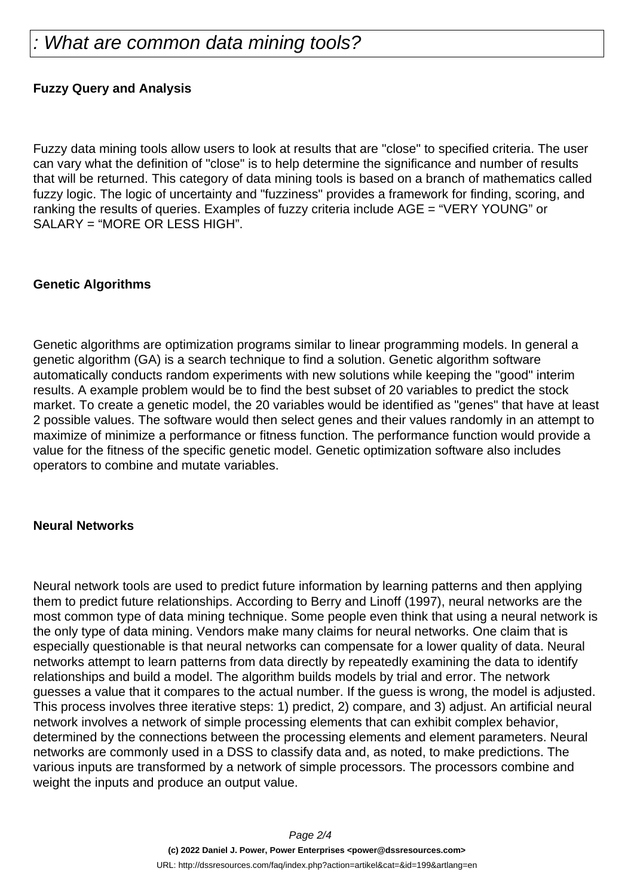# : What are common data mining tools?

**Fuzzy Query and Analysis**

Fuzzy data mining tools allow users to look at results that are "close" to specified criteria. The user can vary what the definition of "close" is to help determine the significance and number of results that will be returned. This category of data mining tools is based on a branch of mathematics called fuzzy logic. The logic of uncertainty and "fuzziness" provides a framework for finding, scoring, and ranking the results of queries. Examples of fuzzy criteria include AGE = “VERY YOUNG” or SALARY = “MORE OR LESS HIGH”.

**Genetic Algorithms**

Genetic algorithms are optimization programs similar to linear programming models. In general a genetic algorithm (GA) is a search technique to find a solution. Genetic algorithm software automatically conducts random experiments with new solutions while keeping the "good" interim results. A example problem would be to find the best subset of 20 variables to predict the stock market. To create a genetic model, the 20 variables would be identified as "genes" that have at least 2 possible values. The software would then select genes and their values randomly in an attempt to maximize of minimize a performance or fitness function. The performance function would provide a value for the fitness of the specific genetic model. Genetic optimization software also includes operators to combine and mutate variables.

**Neural Networks**

Neural network tools are used to predict future information by learning patterns and then applying them to predict future relationships. According to Berry and Linoff (1997), neural networks are the most common type of data mining technique. Some people even think that using a neural network is the only type of data mining. Vendors make many claims for neural networks. One claim that is especially questionable is that neural networks can compensate for a lower quality of data. Neural networks attempt to learn patterns from data directly by repeatedly examining the data to identify relationships and build a model. The algorithm builds models by trial and error. The network guesses a value that it compares to the actual number. If the guess is wrong, the model is adjusted. This process involves three iterative steps: 1) predict, 2) compare, and 3) adjust. An artificial neural network involves a network of simple processing elements that can exhibit complex behavior, determined by the connections between the processing elements and element parameters. Neural networks are commonly used in a DSS to classify data and, as noted, to make predictions. The various inputs are transformed by a network of simple processors. The processors combine and weight the inputs and produce an output value.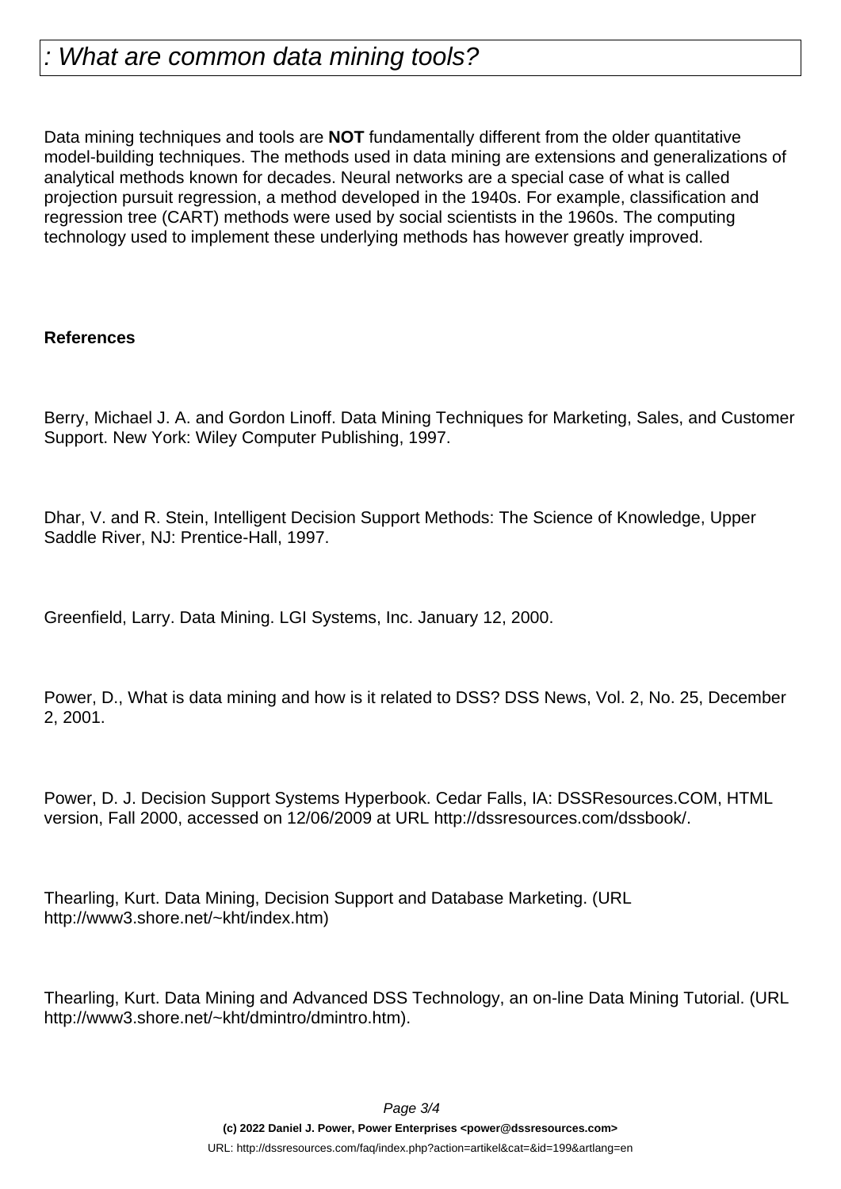## : What are common data mining tools?

Data mining techniques and tools are **NOT** fundamentally different from the older quantitative model-building techniques. The methods used in data mining are extensions and generalizations of analytical methods known for decades. Neural networks are a special case of what is called projection pursuit regression, a method developed in the 1940s. For example, classification and regression tree (CART) methods were used by social scientists in the 1960s. The computing technology used to implement these underlying methods has however greatly improved.

**References**

Berry, Michael J. A. and Gordon Linoff. Data Mining Techniques for Marketing, Sales, and Customer Support. New York: Wiley Computer Publishing, 1997.

Dhar, V. and R. Stein, Intelligent Decision Support Methods: The Science of Knowledge, Upper Saddle River, NJ: Prentice-Hall, 1997.

Greenfield, Larry. Data Mining. LGI Systems, Inc. January 12, 2000.

Power, D., What is data mining and how is it related to DSS? DSS News, Vol. 2, No. 25, December 2, 2001.

Power, D. J. Decision Support Systems Hyperbook. Cedar Falls, IA: DSSResources.COM, HTML version, Fall 2000, accessed on 12/06/2009 at URL http://dssresources.com/dssbook/.

Thearling, Kurt. Data Mining, Decision Support and Database Marketing. (URL http://www3.shore.net/~kht/index.htm)

Thearling, Kurt. Data Mining and Advanced DSS Technology, an on-line Data Mining Tutorial. (URL http://www3.shore.net/~kht/dmintro/dmintro.htm).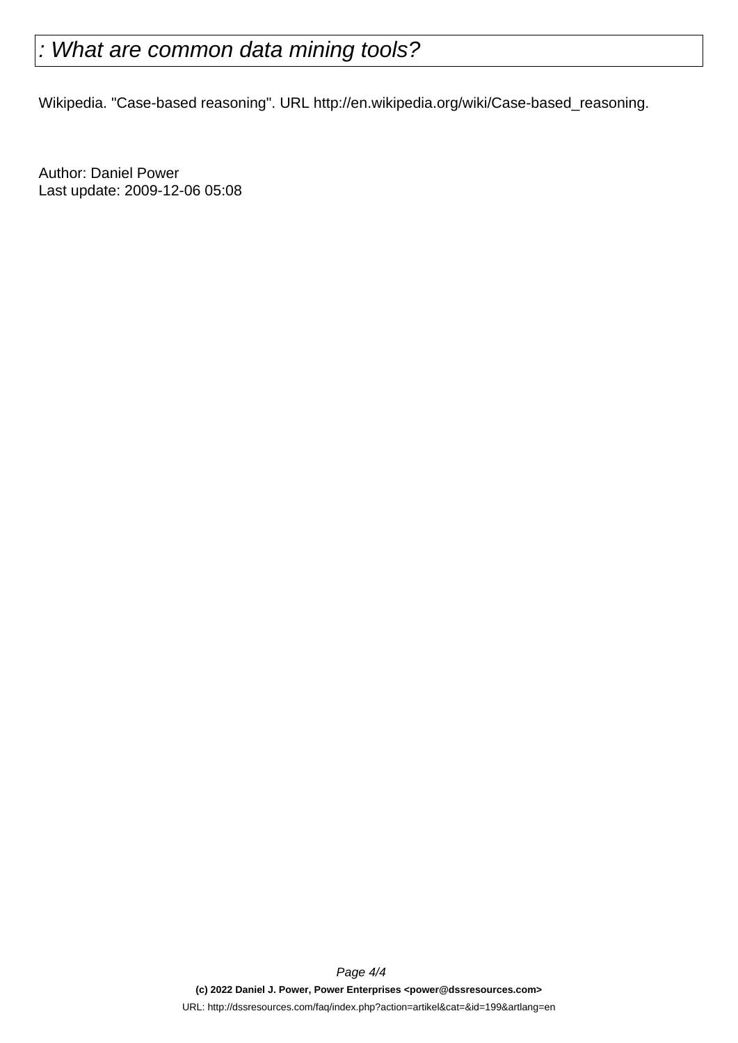Wikipedia. "Case-based reasoning". URL http://en.wikipedia.org/wiki/Case-based_reasoning.

Author: Daniel Power
Last update: 2009-12-06 05:08